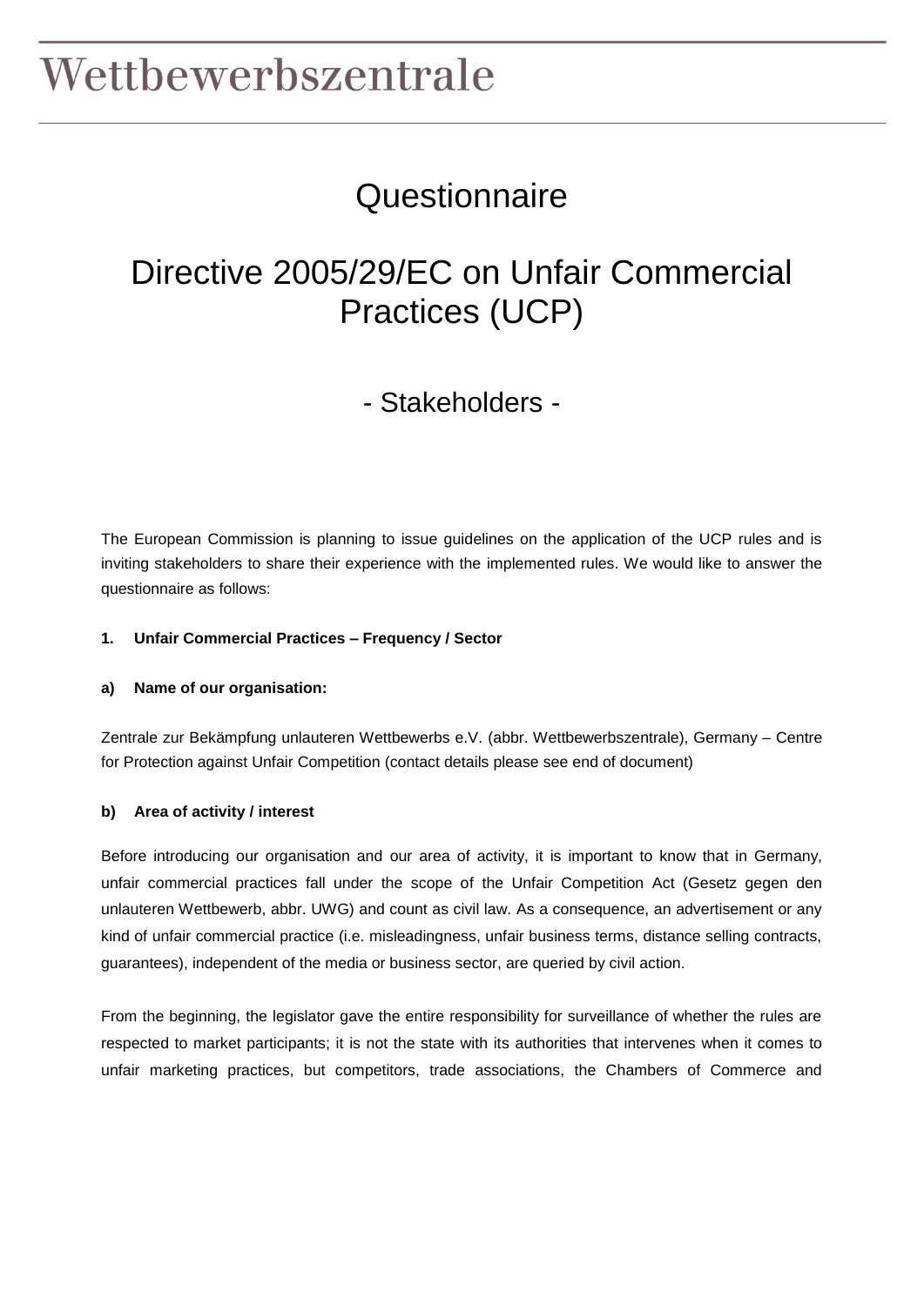# Wettbewerbszentrale

# Questionnaire

# Directive 2005/29/EC on Unfair Commercial Practices (UCP)

## - Stakeholders -

The European Commission is planning to issue guidelines on the application of the UCP rules and is inviting stakeholders to share their experience with the implemented rules. We would like to answer the questionnaire as follows:

### 1. Unfair Commercial Practices – Frequency / Sector

#### a) Name of our organisation:

Zentrale zur Bekämpfung unlauteren Wettbewerbs e.V. (abbr. Wettbewerbszentrale), Germany – Centre for Protection against Unfair Competition (contact details please see end of document)

#### b) Area of activity / interest

Before introducing our organisation and our area of activity, it is important to know that in Germany, unfair commercial practices fall under the scope of the Unfair Competition Act (Gesetz gegen den unlauteren Wettbewerb, abbr. UWG) and count as civil law. As a consequence, an advertisement or any kind of unfair commercial practice (i.e. misleadingness, unfair business terms, distance selling contracts, guarantees), independent of the media or business sector, are queried by civil action.

From the beginning, the legislator gave the entire responsibility for surveillance of whether the rules are respected to market participants; it is not the state with its authorities that intervenes when it comes to unfair marketing practices, but competitors, trade associations, the Chambers of Commerce and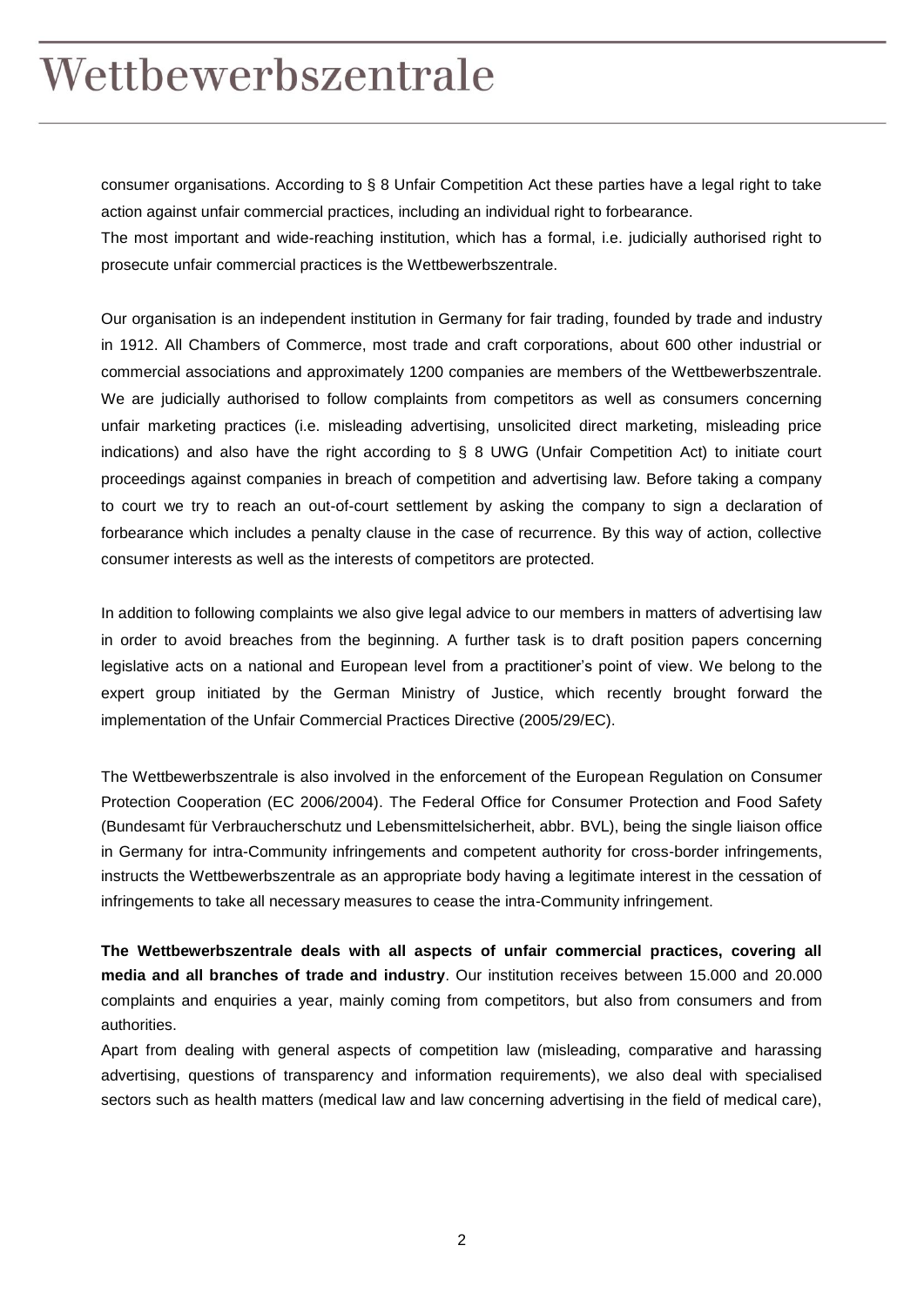consumer organisations. According to § 8 Unfair Competition Act these parties have a legal right to take action against unfair commercial practices, including an individual right to forbearance.
The most important and wide-reaching institution, which has a formal, i.e. judicially authorised right to prosecute unfair commercial practices is the Wettbewerbszentrale.

Our organisation is an independent institution in Germany for fair trading, founded by trade and industry in 1912. All Chambers of Commerce, most trade and craft corporations, about 600 other industrial or commercial associations and approximately 1200 companies are members of the Wettbewerbszentrale. We are judicially authorised to follow complaints from competitors as well as consumers concerning unfair marketing practices (i.e. misleading advertising, unsolicited direct marketing, misleading price indications) and also have the right according to § 8 UWG (Unfair Competition Act) to initiate court proceedings against companies in breach of competition and advertising law. Before taking a company to court we try to reach an out-of-court settlement by asking the company to sign a declaration of forbearance which includes a penalty clause in the case of recurrence. By this way of action, collective consumer interests as well as the interests of competitors are protected.

In addition to following complaints we also give legal advice to our members in matters of advertising law in order to avoid breaches from the beginning. A further task is to draft position papers concerning legislative acts on a national and European level from a practitioner's point of view. We belong to the expert group initiated by the German Ministry of Justice, which recently brought forward the implementation of the Unfair Commercial Practices Directive (2005/29/EC).

The Wettbewerbszentrale is also involved in the enforcement of the European Regulation on Consumer Protection Cooperation (EC 2006/2004). The Federal Office for Consumer Protection and Food Safety (Bundesamt für Verbraucherschutz und Lebensmittelsicherheit, abbr. BVL), being the single liaison office in Germany for intra-Community infringements and competent authority for cross-border infringements, instructs the Wettbewerbszentrale as an appropriate body having a legitimate interest in the cessation of infringements to take all necessary measures to cease the intra-Community infringement.

**The Wettbewerbszentrale deals with all aspects of unfair commercial practices, covering all media and all branches of trade and industry**. Our institution receives between 15.000 and 20.000 complaints and enquiries a year, mainly coming from competitors, but also from consumers and from authorities.
Apart from dealing with general aspects of competition law (misleading, comparative and harassing advertising, questions of transparency and information requirements), we also deal with specialised sectors such as health matters (medical law and law concerning advertising in the field of medical care),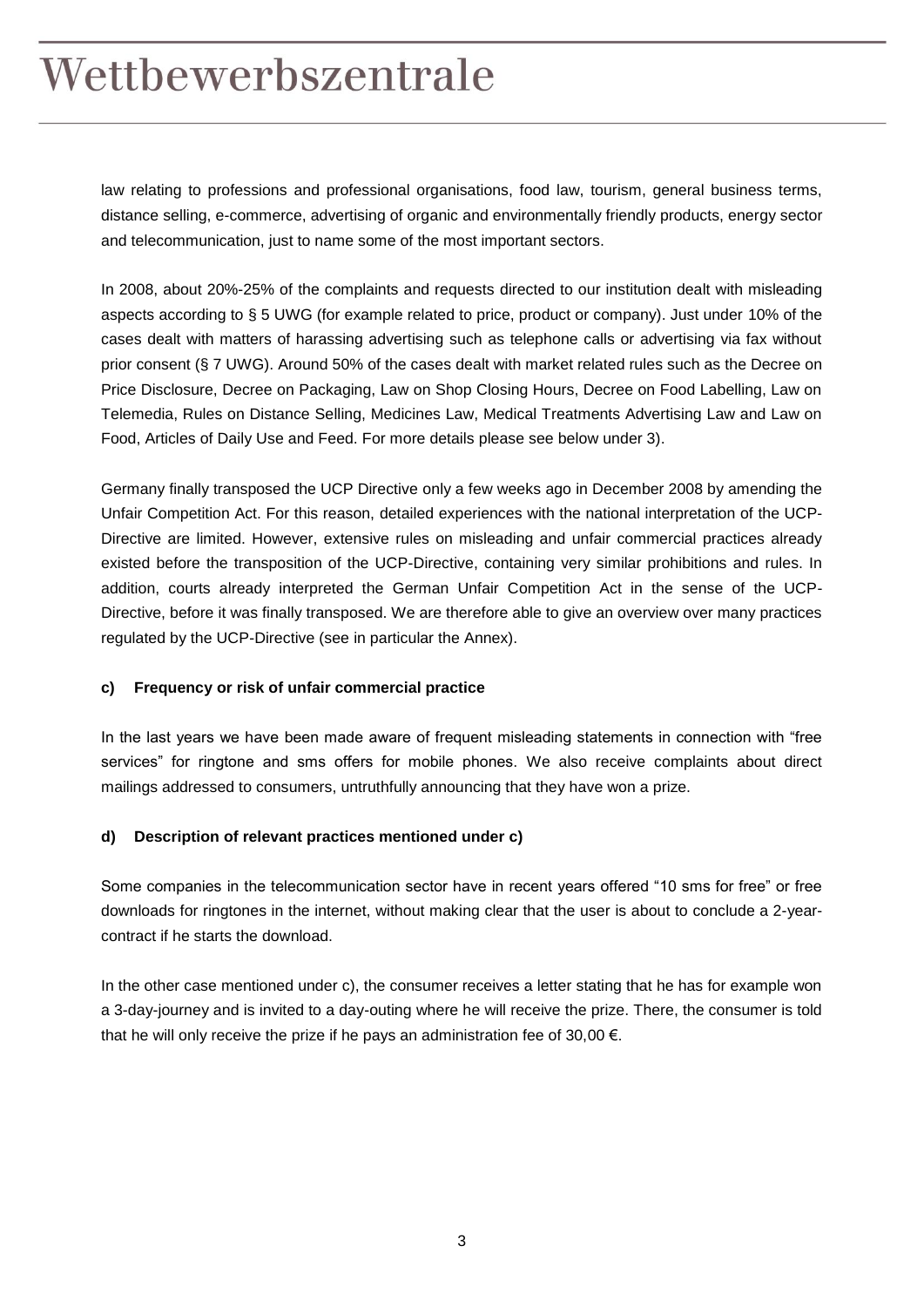law relating to professions and professional organisations, food law, tourism, general business terms, distance selling, e-commerce, advertising of organic and environmentally friendly products, energy sector and telecommunication, just to name some of the most important sectors.

In 2008, about 20%-25% of the complaints and requests directed to our institution dealt with misleading aspects according to § 5 UWG (for example related to price, product or company). Just under 10% of the cases dealt with matters of harassing advertising such as telephone calls or advertising via fax without prior consent (§ 7 UWG). Around 50% of the cases dealt with market related rules such as the Decree on Price Disclosure, Decree on Packaging, Law on Shop Closing Hours, Decree on Food Labelling, Law on Telemedia, Rules on Distance Selling, Medicines Law, Medical Treatments Advertising Law and Law on Food, Articles of Daily Use and Feed. For more details please see below under 3).

Germany finally transposed the UCP Directive only a few weeks ago in December 2008 by amending the Unfair Competition Act. For this reason, detailed experiences with the national interpretation of the UCP-Directive are limited. However, extensive rules on misleading and unfair commercial practices already existed before the transposition of the UCP-Directive, containing very similar prohibitions and rules. In addition, courts already interpreted the German Unfair Competition Act in the sense of the UCP-Directive, before it was finally transposed. We are therefore able to give an overview over many practices regulated by the UCP-Directive (see in particular the Annex).

**c) Frequency or risk of unfair commercial practice**

In the last years we have been made aware of frequent misleading statements in connection with "free services" for ringtone and sms offers for mobile phones. We also receive complaints about direct mailings addressed to consumers, untruthfully announcing that they have won a prize.

**d) Description of relevant practices mentioned under c)**

Some companies in the telecommunication sector have in recent years offered "10 sms for free" or free downloads for ringtones in the internet, without making clear that the user is about to conclude a 2-year-contract if he starts the download.

In the other case mentioned under c), the consumer receives a letter stating that he has for example won a 3-day-journey and is invited to a day-outing where he will receive the prize. There, the consumer is told that he will only receive the prize if he pays an administration fee of 30,00 €.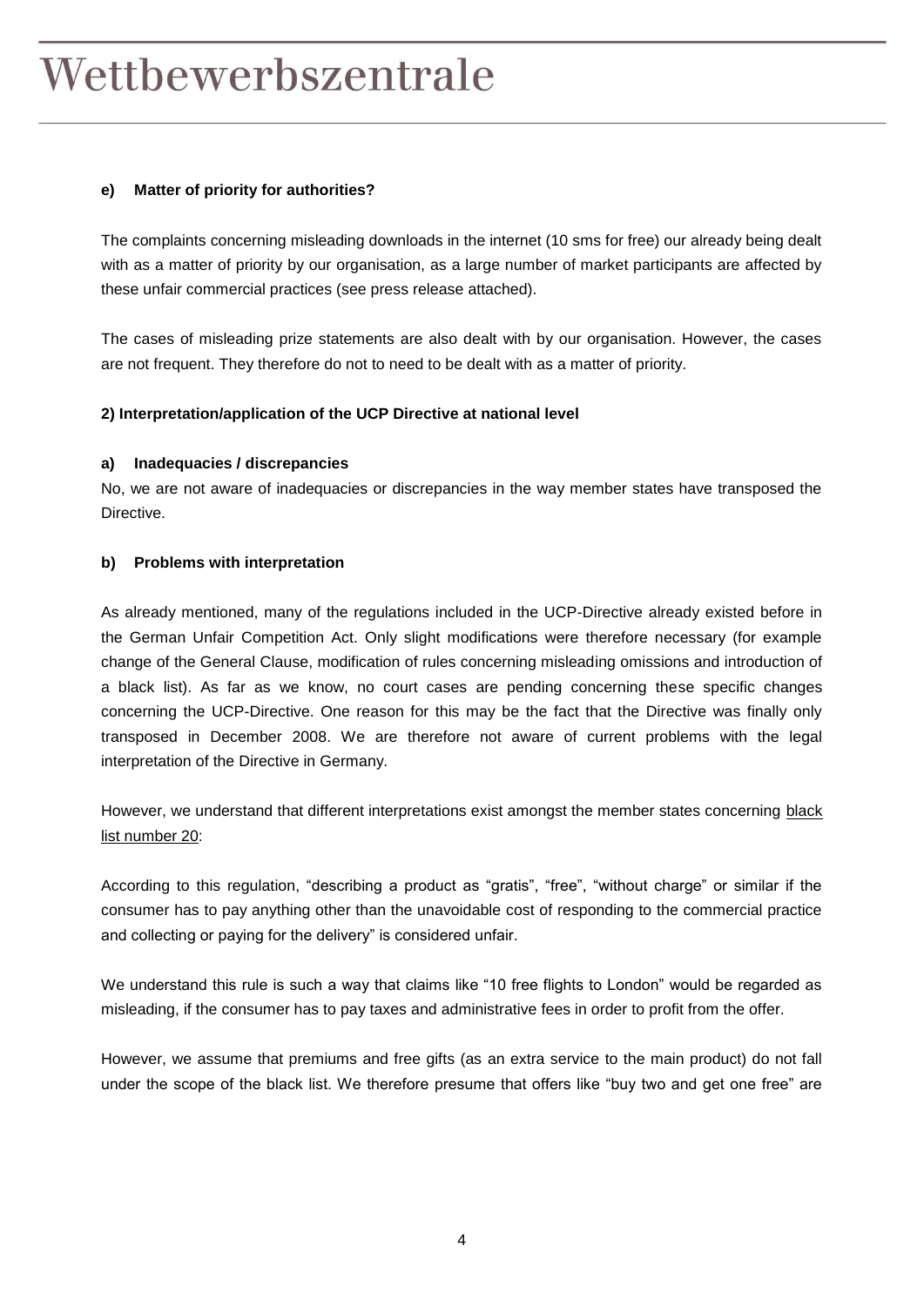#### e) Matter of priority for authorities?

The complaints concerning misleading downloads in the internet (10 sms for free) our already being dealt with as a matter of priority by our organisation, as a large number of market participants are affected by these unfair commercial practices (see press release attached).

The cases of misleading prize statements are also dealt with by our organisation. However, the cases are not frequent. They therefore do not to need to be dealt with as a matter of priority.

### 2) Interpretation/application of the UCP Directive at national level

#### a) Inadequacies / discrepancies

No, we are not aware of inadequacies or discrepancies in the way member states have transposed the Directive.

#### b) Problems with interpretation

As already mentioned, many of the regulations included in the UCP-Directive already existed before in the German Unfair Competition Act. Only slight modifications were therefore necessary (for example change of the General Clause, modification of rules concerning misleading omissions and introduction of a black list). As far as we know, no court cases are pending concerning these specific changes concerning the UCP-Directive. One reason for this may be the fact that the Directive was finally only transposed in December 2008. We are therefore not aware of current problems with the legal interpretation of the Directive in Germany.

However, we understand that different interpretations exist amongst the member states concerning black list number 20:

According to this regulation, "describing a product as "gratis", "free", "without charge" or similar if the consumer has to pay anything other than the unavoidable cost of responding to the commercial practice and collecting or paying for the delivery" is considered unfair.

We understand this rule is such a way that claims like "10 free flights to London" would be regarded as misleading, if the consumer has to pay taxes and administrative fees in order to profit from the offer.

However, we assume that premiums and free gifts (as an extra service to the main product) do not fall under the scope of the black list. We therefore presume that offers like "buy two and get one free" are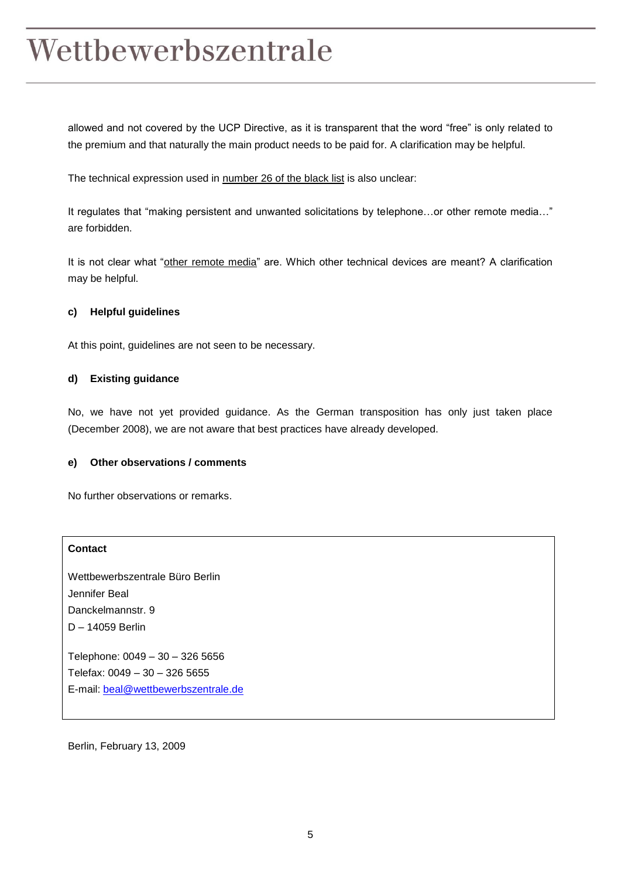allowed and not covered by the UCP Directive, as it is transparent that the word "free" is only related to the premium and that naturally the main product needs to be paid for. A clarification may be helpful.

The technical expression used in number 26 of the black list is also unclear:

It regulates that "making persistent and unwanted solicitations by telephone…or other remote media…" are forbidden.

It is not clear what "other remote media" are. Which other technical devices are meant? A clarification may be helpful.

**c) Helpful guidelines**

At this point, guidelines are not seen to be necessary.

**d) Existing guidance**

No, we have not yet provided guidance. As the German transposition has only just taken place (December 2008), we are not aware that best practices have already developed.

**e) Other observations / comments**

No further observations or remarks.

**Contact**

Wettbewerbszentrale Büro Berlin
Jennifer Beal
Danckelmannstr. 9
D – 14059 Berlin

Telephone: 0049 – 30 – 326 5656
Telefax: 0049 – 30 – 326 5655
E-mail: beal@wettbewerbszentrale.de

Berlin, February 13, 2009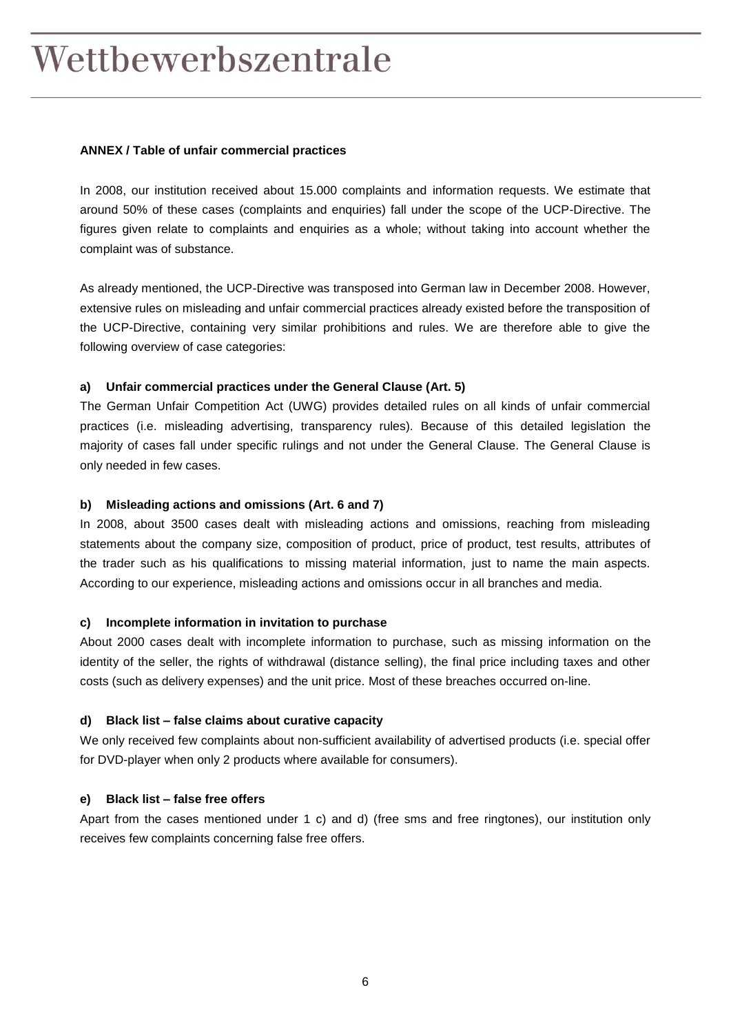**ANNEX / Table of unfair commercial practices**

In 2008, our institution received about 15.000 complaints and information requests. We estimate that around 50% of these cases (complaints and enquiries) fall under the scope of the UCP-Directive. The figures given relate to complaints and enquiries as a whole; without taking into account whether the complaint was of substance.

As already mentioned, the UCP-Directive was transposed into German law in December 2008. However, extensive rules on misleading and unfair commercial practices already existed before the transposition of the UCP-Directive, containing very similar prohibitions and rules. We are therefore able to give the following overview of case categories:

**a) Unfair commercial practices under the General Clause (Art. 5)**

The German Unfair Competition Act (UWG) provides detailed rules on all kinds of unfair commercial practices (i.e. misleading advertising, transparency rules). Because of this detailed legislation the majority of cases fall under specific rulings and not under the General Clause. The General Clause is only needed in few cases.

**b) Misleading actions and omissions (Art. 6 and 7)**

In 2008, about 3500 cases dealt with misleading actions and omissions, reaching from misleading statements about the company size, composition of product, price of product, test results, attributes of the trader such as his qualifications to missing material information, just to name the main aspects. According to our experience, misleading actions and omissions occur in all branches and media.

**c) Incomplete information in invitation to purchase**

About 2000 cases dealt with incomplete information to purchase, such as missing information on the identity of the seller, the rights of withdrawal (distance selling), the final price including taxes and other costs (such as delivery expenses) and the unit price. Most of these breaches occurred on-line.

**d) Black list – false claims about curative capacity**

We only received few complaints about non-sufficient availability of advertised products (i.e. special offer for DVD-player when only 2 products where available for consumers).

**e) Black list – false free offers**

Apart from the cases mentioned under 1 c) and d) (free sms and free ringtones), our institution only receives few complaints concerning false free offers.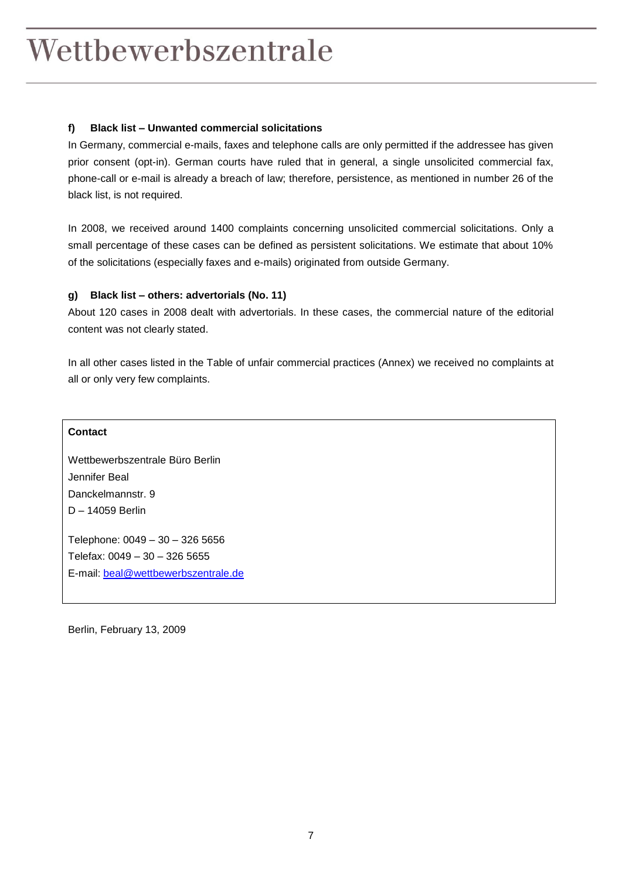#### f) Black list – Unwanted commercial solicitations

In Germany, commercial e-mails, faxes and telephone calls are only permitted if the addressee has given prior consent (opt-in). German courts have ruled that in general, a single unsolicited commercial fax, phone-call or e-mail is already a breach of law; therefore, persistence, as mentioned in number 26 of the black list, is not required.

In 2008, we received around 1400 complaints concerning unsolicited commercial solicitations. Only a small percentage of these cases can be defined as persistent solicitations. We estimate that about 10% of the solicitations (especially faxes and e-mails) originated from outside Germany.

#### g) Black list – others: advertorials (No. 11)

About 120 cases in 2008 dealt with advertorials. In these cases, the commercial nature of the editorial content was not clearly stated.

In all other cases listed in the Table of unfair commercial practices (Annex) we received no complaints at all or only very few complaints.

**Contact**

Wettbewerbszentrale Büro Berlin
Jennifer Beal
Danckelmannstr. 9
D – 14059 Berlin

Telephone: 0049 – 30 – 326 5656
Telefax: 0049 – 30 – 326 5655
E-mail: beal@wettbewerbszentrale.de

Berlin, February 13, 2009